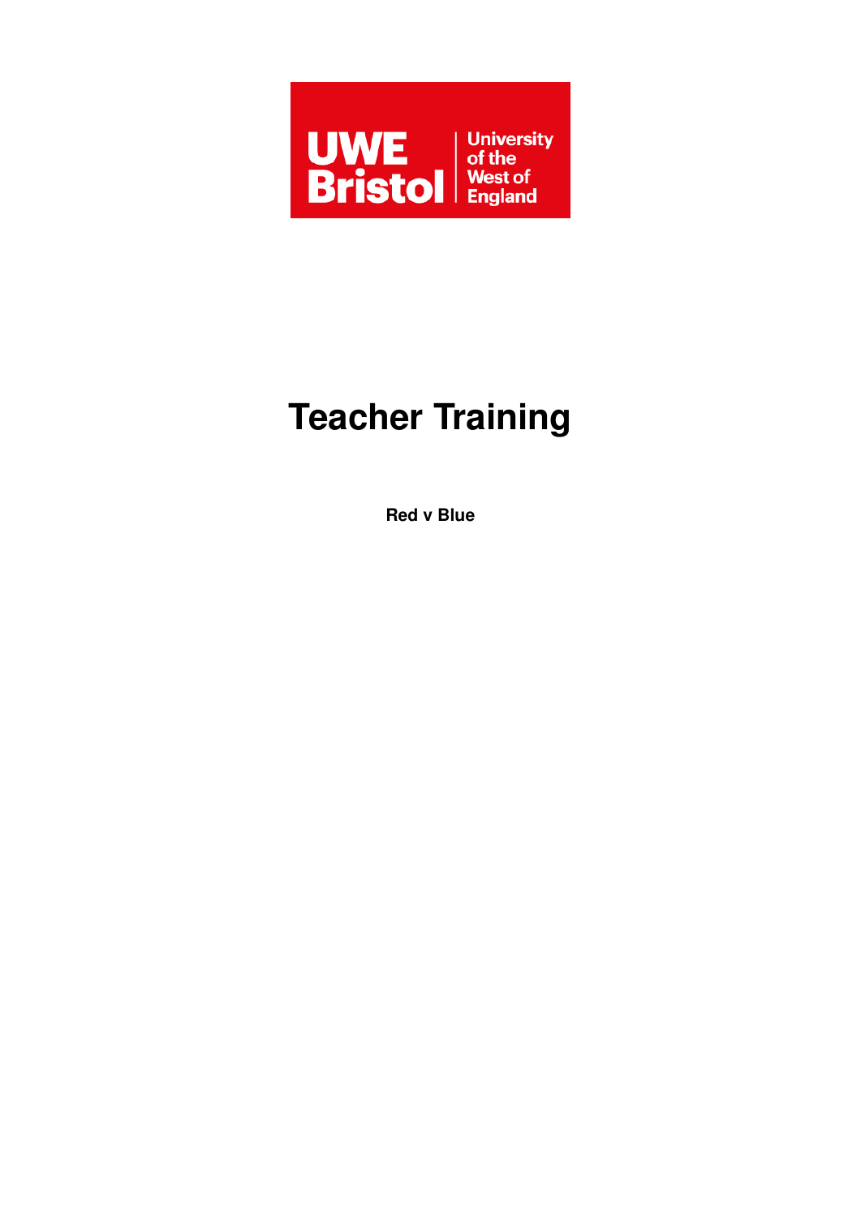UWE Bristol | University of the West of England

# Teacher Training

**Red v Blue**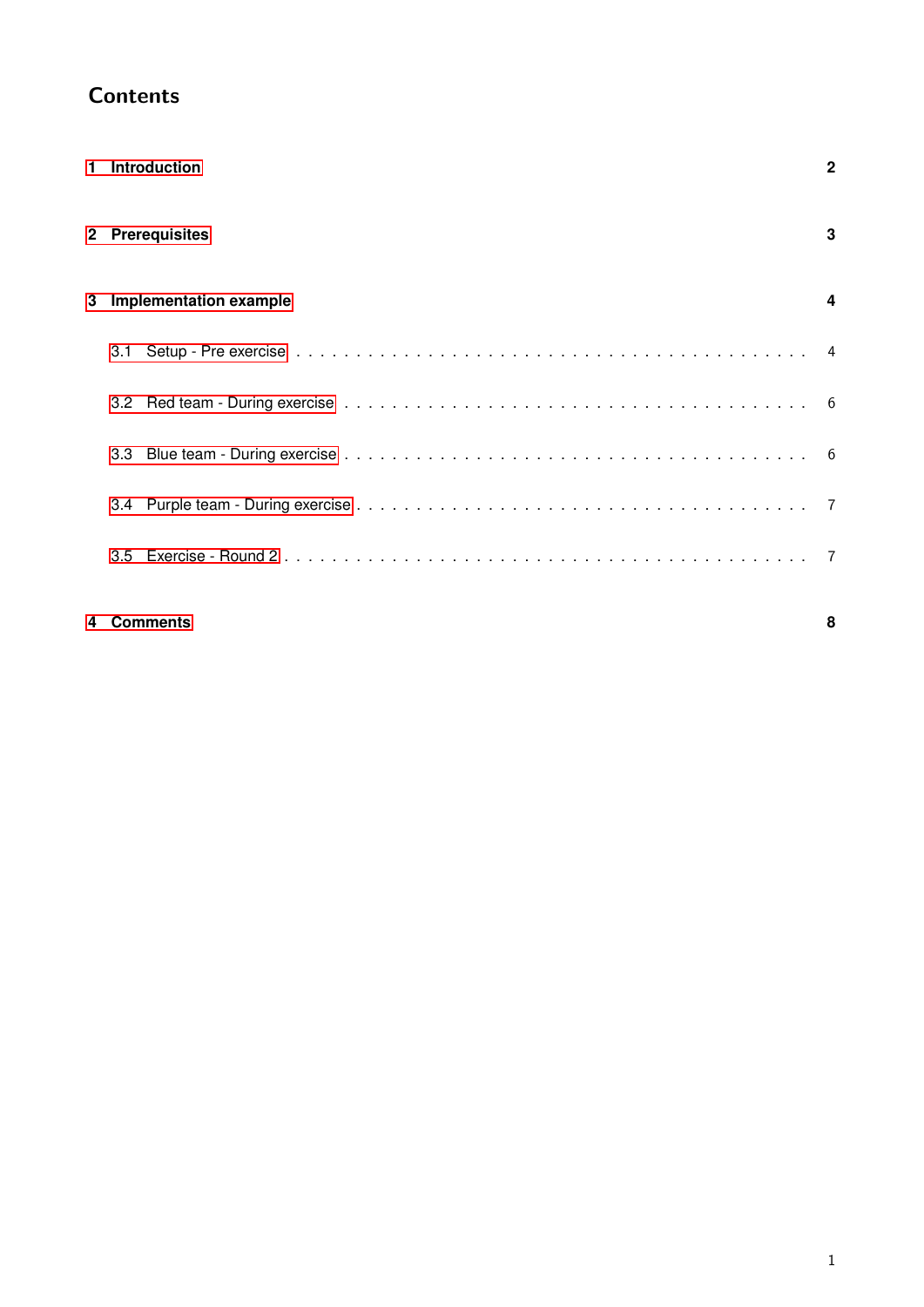# Contents

1 Introduction 2

2 Prerequisites 3

3 Implementation example 4

- 3.1 Setup - Pre exercise . . . . . . . . . . . . . . . . . . . . . . . . . . . . . . . . . . . . . 4
- 3.2 Red team - During exercise . . . . . . . . . . . . . . . . . . . . . . . . . . . . . . . . . 6
- 3.3 Blue team - During exercise . . . . . . . . . . . . . . . . . . . . . . . . . . . . . . . . 6
- 3.4 Purple team - During exercise . . . . . . . . . . . . . . . . . . . . . . . . . . . . . . . 7
- 3.5 Exercise - Round 2 . . . . . . . . . . . . . . . . . . . . . . . . . . . . . . . . . . . . . 7

4 Comments 8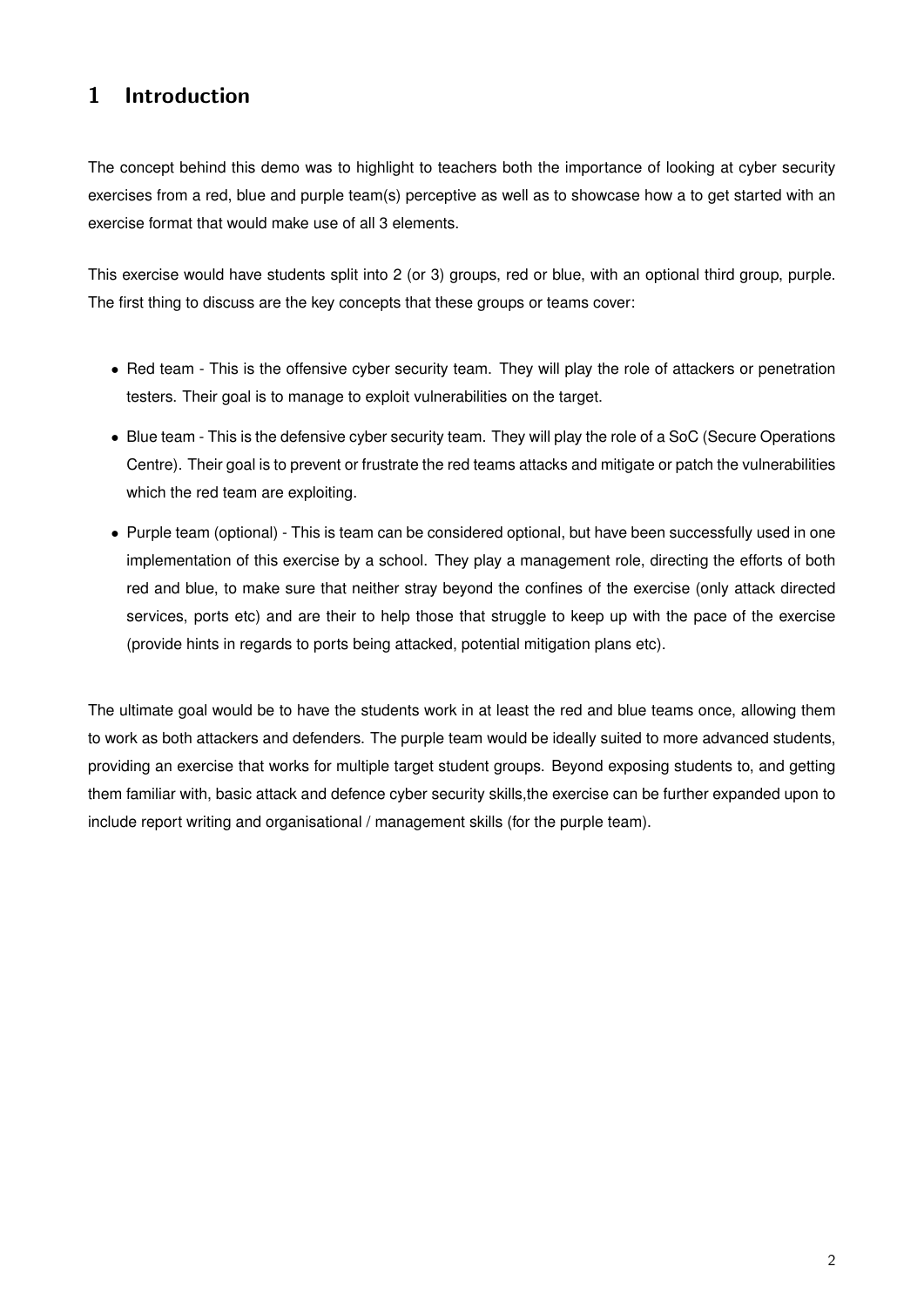# 1 Introduction

The concept behind this demo was to highlight to teachers both the importance of looking at cyber security exercises from a red, blue and purple team(s) perceptive as well as to showcase how a to get started with an exercise format that would make use of all 3 elements.

This exercise would have students split into 2 (or 3) groups, red or blue, with an optional third group, purple. The first thing to discuss are the key concepts that these groups or teams cover:

- Red team - This is the offensive cyber security team. They will play the role of attackers or penetration testers. Their goal is to manage to exploit vulnerabilities on the target.
- Blue team - This is the defensive cyber security team. They will play the role of a SoC (Secure Operations Centre). Their goal is to prevent or frustrate the red teams attacks and mitigate or patch the vulnerabilities which the red team are exploiting.
- Purple team (optional) - This is team can be considered optional, but have been successfully used in one implementation of this exercise by a school. They play a management role, directing the efforts of both red and blue, to make sure that neither stray beyond the confines of the exercise (only attack directed services, ports etc) and are their to help those that struggle to keep up with the pace of the exercise (provide hints in regards to ports being attacked, potential mitigation plans etc).

The ultimate goal would be to have the students work in at least the red and blue teams once, allowing them to work as both attackers and defenders. The purple team would be ideally suited to more advanced students, providing an exercise that works for multiple target student groups. Beyond exposing students to, and getting them familiar with, basic attack and defence cyber security skills,the exercise can be further expanded upon to include report writing and organisational / management skills (for the purple team).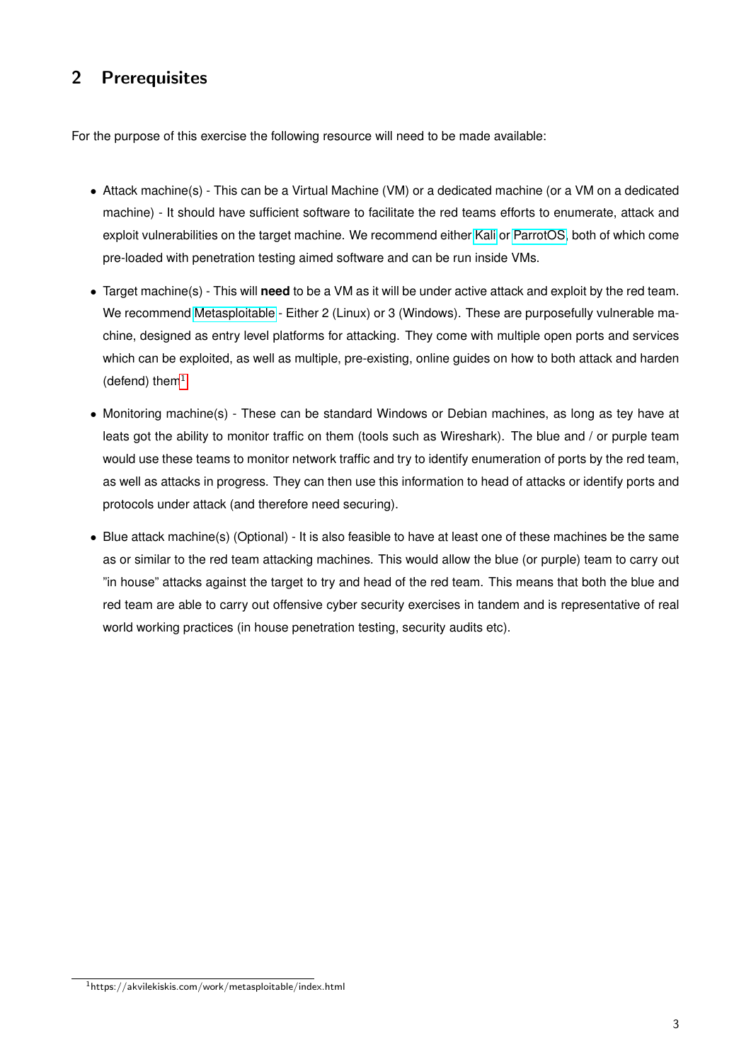## 2 Prerequisites

For the purpose of this exercise the following resource will need to be made available:

- Attack machine(s) - This can be a Virtual Machine (VM) or a dedicated machine (or a VM on a dedicated machine) - It should have sufficient software to facilitate the red teams efforts to enumerate, attack and exploit vulnerabilities on the target machine. We recommend either Kali or ParrotOS, both of which come pre-loaded with penetration testing aimed software and can be run inside VMs.
- Target machine(s) - This will **need** to be a VM as it will be under active attack and exploit by the red team. We recommend Metasploitable - Either 2 (Linux) or 3 (Windows). These are purposefully vulnerable machine, designed as entry level platforms for attacking. They come with multiple open ports and services which can be exploited, as well as multiple, pre-existing, online guides on how to both attack and harden (defend) them[1]
- Monitoring machine(s) - These can be standard Windows or Debian machines, as long as tey have at leats got the ability to monitor traffic on them (tools such as Wireshark). The blue and / or purple team would use these teams to monitor network traffic and try to identify enumeration of ports by the red team, as well as attacks in progress. They can then use this information to head of attacks or identify ports and protocols under attack (and therefore need securing).
- Blue attack machine(s) (Optional) - It is also feasible to have at least one of these machines be the same as or similar to the red team attacking machines. This would allow the blue (or purple) team to carry out "in house" attacks against the target to try and head of the red team. This means that both the blue and red team are able to carry out offensive cyber security exercises in tandem and is representative of real world working practices (in house penetration testing, security audits etc).

[1] https://akvilekiskis.com/work/metasploitable/index.html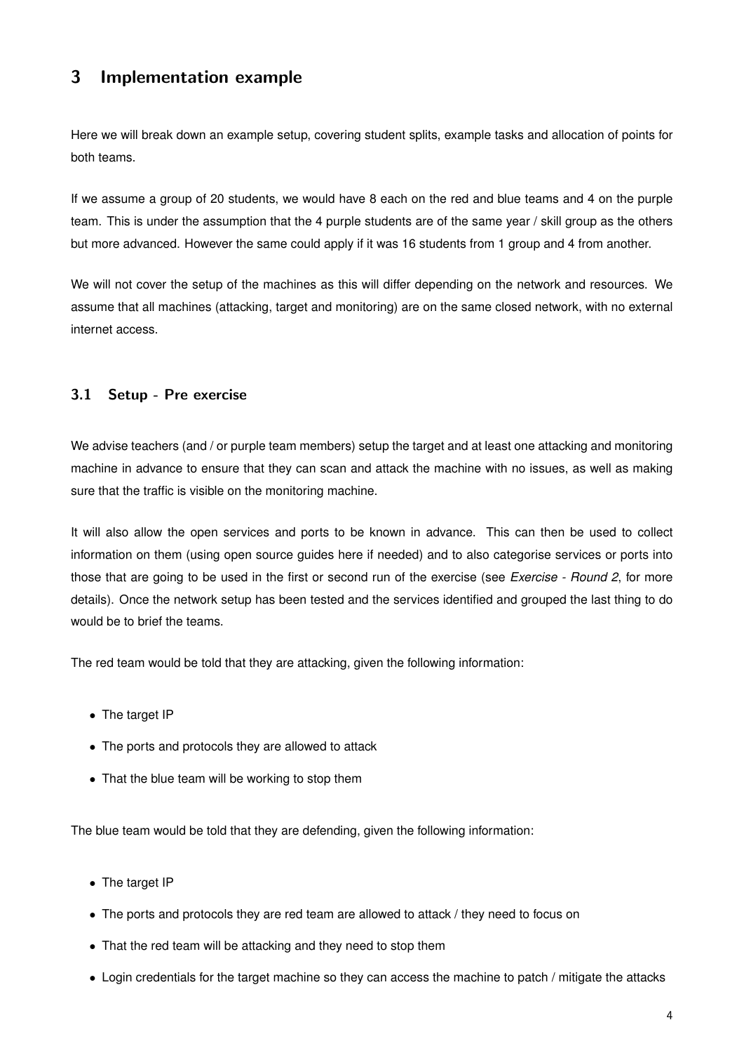# 3 Implementation example

Here we will break down an example setup, covering student splits, example tasks and allocation of points for both teams.

If we assume a group of 20 students, we would have 8 each on the red and blue teams and 4 on the purple team. This is under the assumption that the 4 purple students are of the same year / skill group as the others but more advanced. However the same could apply if it was 16 students from 1 group and 4 from another.

We will not cover the setup of the machines as this will differ depending on the network and resources. We assume that all machines (attacking, target and monitoring) are on the same closed network, with no external internet access.

## 3.1 Setup - Pre exercise

We advise teachers (and / or purple team members) setup the target and at least one attacking and monitoring machine in advance to ensure that they can scan and attack the machine with no issues, as well as making sure that the traffic is visible on the monitoring machine.

It will also allow the open services and ports to be known in advance. This can then be used to collect information on them (using open source guides here if needed) and to also categorise services or ports into those that are going to be used in the first or second run of the exercise (see *Exercise - Round 2*, for more details). Once the network setup has been tested and the services identified and grouped the last thing to do would be to brief the teams.

The red team would be told that they are attacking, given the following information:

- The target IP
- The ports and protocols they are allowed to attack
- That the blue team will be working to stop them

The blue team would be told that they are defending, given the following information:

- The target IP
- The ports and protocols they are red team are allowed to attack / they need to focus on
- That the red team will be attacking and they need to stop them
- Login credentials for the target machine so they can access the machine to patch / mitigate the attacks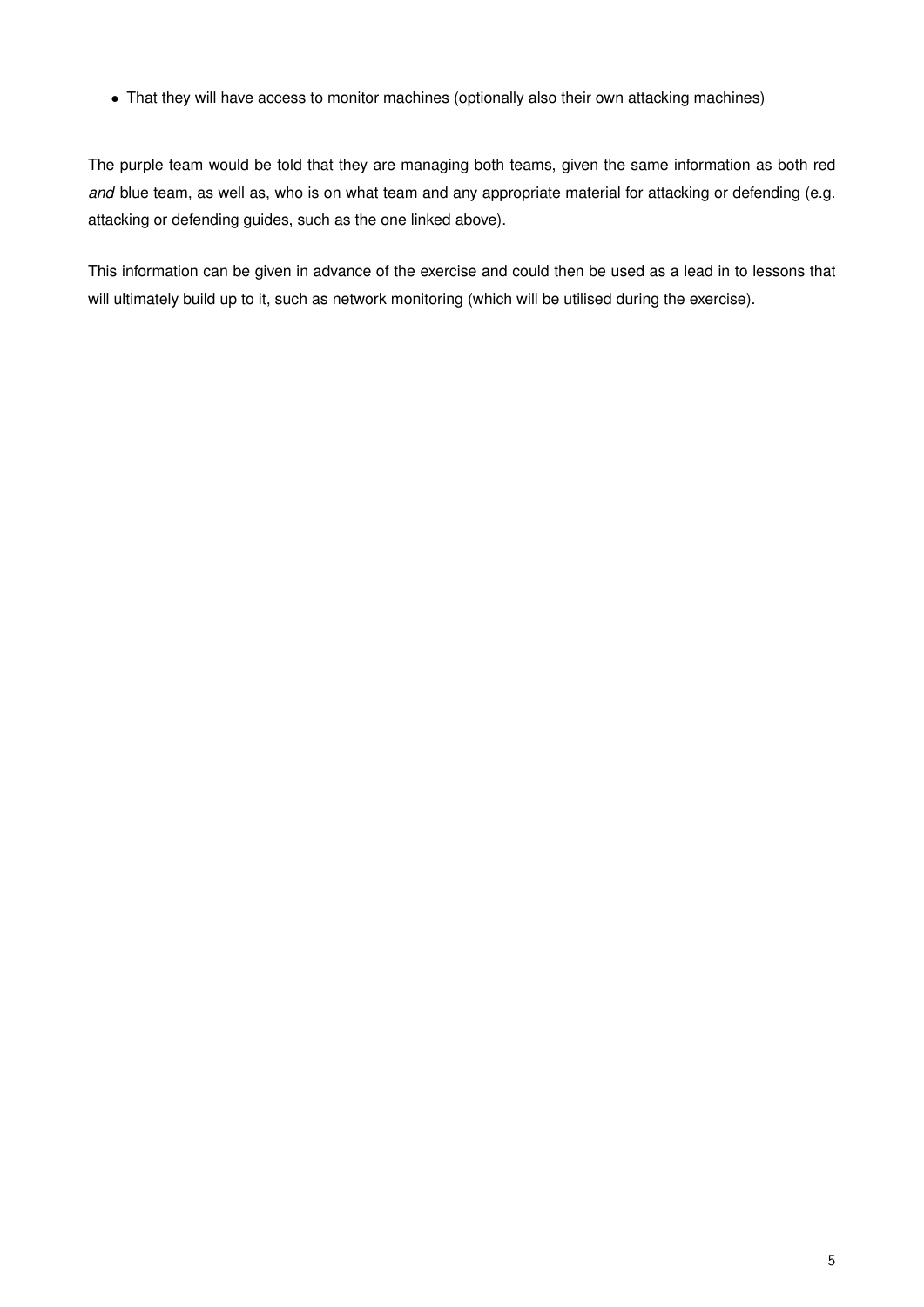- That they will have access to monitor machines (optionally also their own attacking machines)

The purple team would be told that they are managing both teams, given the same information as both red *and* blue team, as well as, who is on what team and any appropriate material for attacking or defending (e.g. attacking or defending guides, such as the one linked above).

This information can be given in advance of the exercise and could then be used as a lead in to lessons that will ultimately build up to it, such as network monitoring (which will be utilised during the exercise).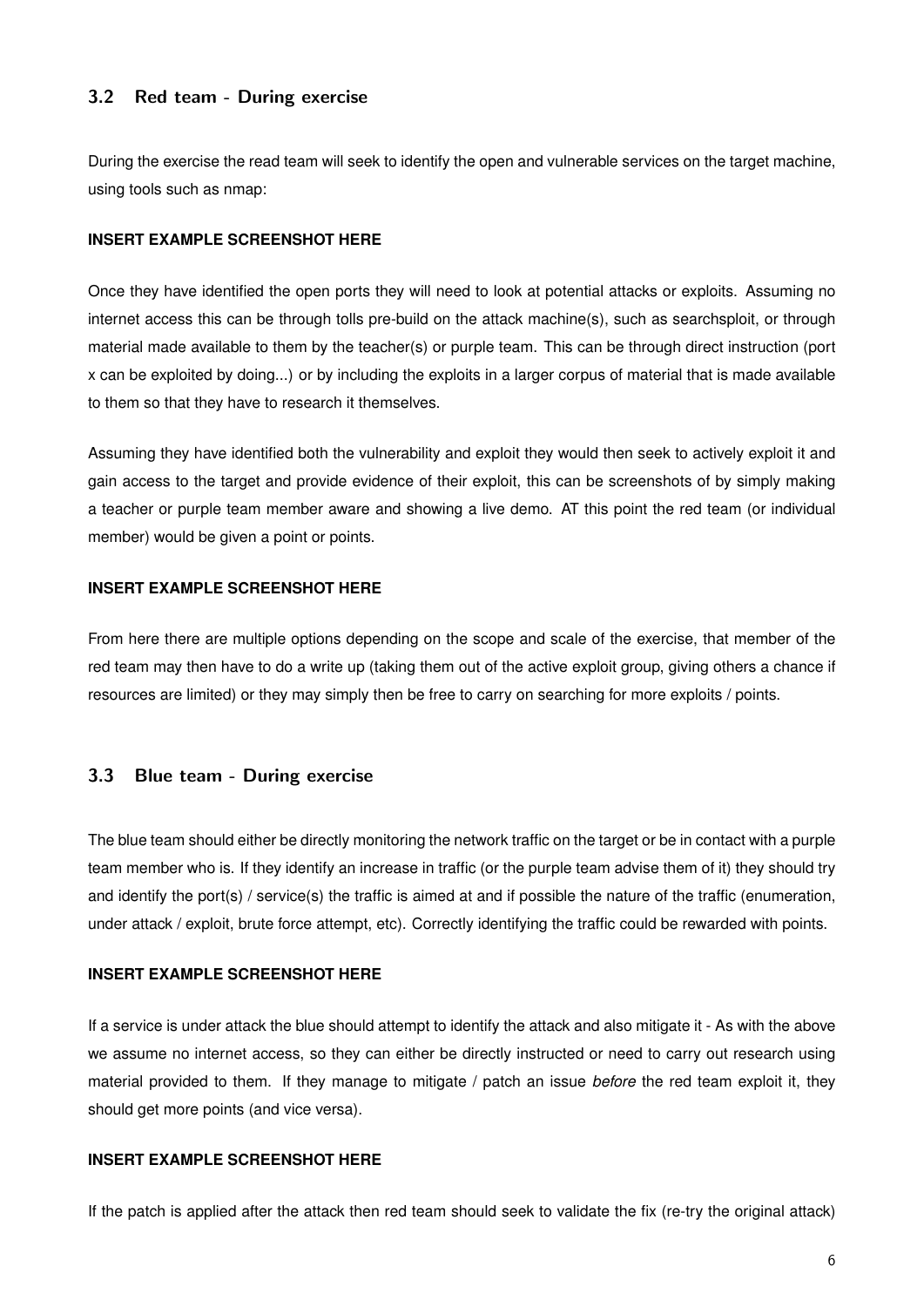### 3.2 Red team - During exercise

During the exercise the read team will seek to identify the open and vulnerable services on the target machine, using tools such as nmap:

**INSERT EXAMPLE SCREENSHOT HERE**

Once they have identified the open ports they will need to look at potential attacks or exploits. Assuming no internet access this can be through tolls pre-build on the attack machine(s), such as searchsploit, or through material made available to them by the teacher(s) or purple team. This can be through direct instruction (port x can be exploited by doing...) or by including the exploits in a larger corpus of material that is made available to them so that they have to research it themselves.

Assuming they have identified both the vulnerability and exploit they would then seek to actively exploit it and gain access to the target and provide evidence of their exploit, this can be screenshots of by simply making a teacher or purple team member aware and showing a live demo. AT this point the red team (or individual member) would be given a point or points.

**INSERT EXAMPLE SCREENSHOT HERE**

From here there are multiple options depending on the scope and scale of the exercise, that member of the red team may then have to do a write up (taking them out of the active exploit group, giving others a chance if resources are limited) or they may simply then be free to carry on searching for more exploits / points.

### 3.3 Blue team - During exercise

The blue team should either be directly monitoring the network traffic on the target or be in contact with a purple team member who is. If they identify an increase in traffic (or the purple team advise them of it) they should try and identify the port(s) / service(s) the traffic is aimed at and if possible the nature of the traffic (enumeration, under attack / exploit, brute force attempt, etc). Correctly identifying the traffic could be rewarded with points.

**INSERT EXAMPLE SCREENSHOT HERE**

If a service is under attack the blue should attempt to identify the attack and also mitigate it - As with the above we assume no internet access, so they can either be directly instructed or need to carry out research using material provided to them. If they manage to mitigate / patch an issue *before* the red team exploit it, they should get more points (and vice versa).

**INSERT EXAMPLE SCREENSHOT HERE**

If the patch is applied after the attack then red team should seek to validate the fix (re-try the original attack)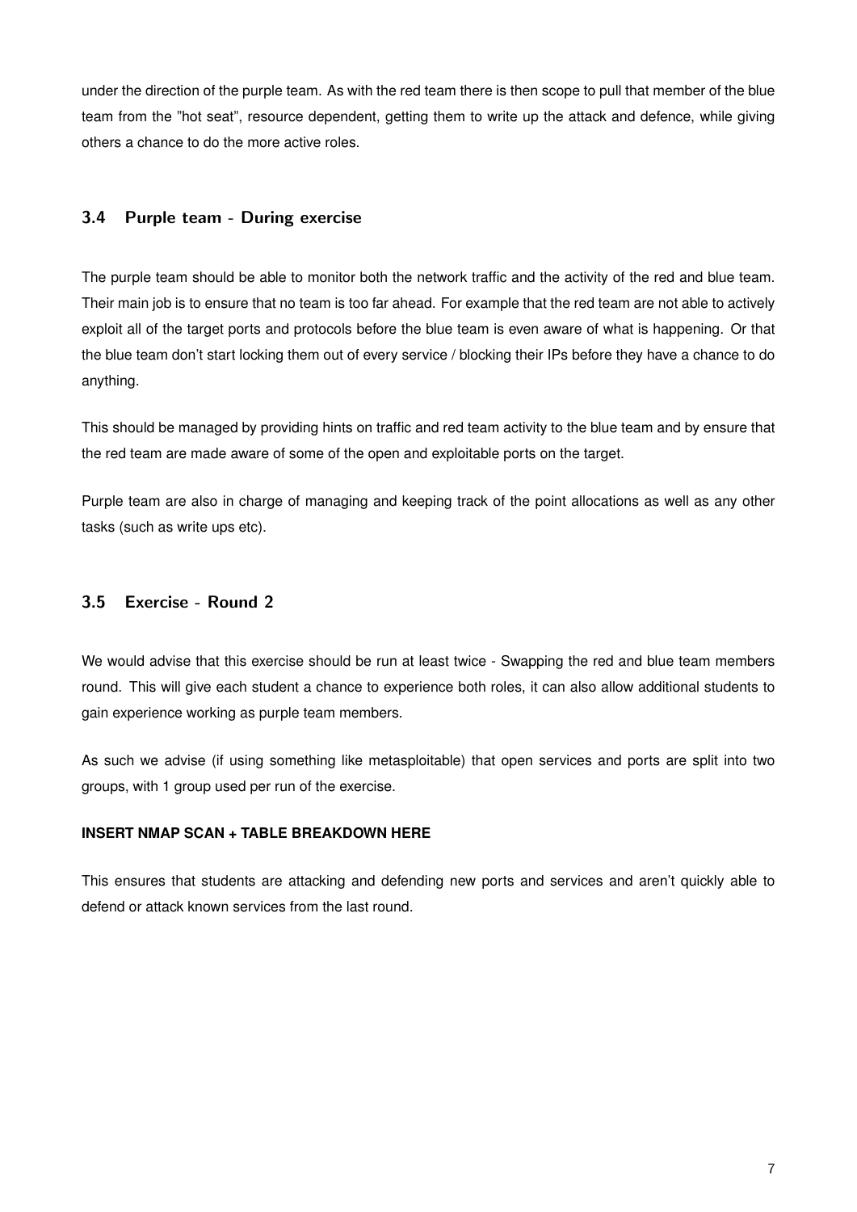under the direction of the purple team. As with the red team there is then scope to pull that member of the blue team from the "hot seat", resource dependent, getting them to write up the attack and defence, while giving others a chance to do the more active roles.

### 3.4 Purple team - During exercise

The purple team should be able to monitor both the network traffic and the activity of the red and blue team. Their main job is to ensure that no team is too far ahead. For example that the red team are not able to actively exploit all of the target ports and protocols before the blue team is even aware of what is happening. Or that the blue team don't start locking them out of every service / blocking their IPs before they have a chance to do anything.

This should be managed by providing hints on traffic and red team activity to the blue team and by ensure that the red team are made aware of some of the open and exploitable ports on the target.

Purple team are also in charge of managing and keeping track of the point allocations as well as any other tasks (such as write ups etc).

### 3.5 Exercise - Round 2

We would advise that this exercise should be run at least twice - Swapping the red and blue team members round. This will give each student a chance to experience both roles, it can also allow additional students to gain experience working as purple team members.

As such we advise (if using something like metasploitable) that open services and ports are split into two groups, with 1 group used per run of the exercise.

**INSERT NMAP SCAN + TABLE BREAKDOWN HERE**

This ensures that students are attacking and defending new ports and services and aren't quickly able to defend or attack known services from the last round.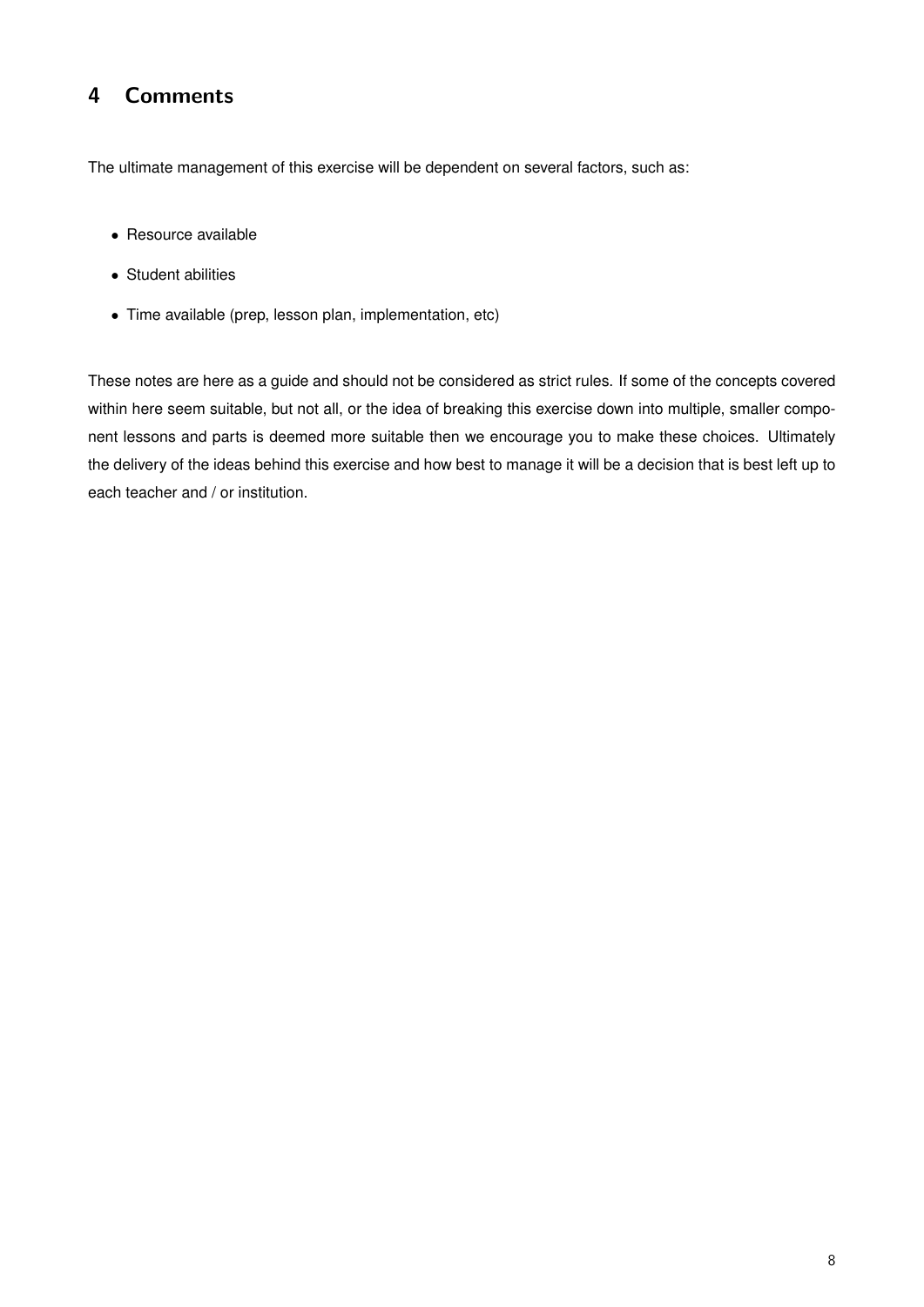## 4 Comments

The ultimate management of this exercise will be dependent on several factors, such as:

- Resource available
- Student abilities
- Time available (prep, lesson plan, implementation, etc)

These notes are here as a guide and should not be considered as strict rules. If some of the concepts covered within here seem suitable, but not all, or the idea of breaking this exercise down into multiple, smaller component lessons and parts is deemed more suitable then we encourage you to make these choices. Ultimately the delivery of the ideas behind this exercise and how best to manage it will be a decision that is best left up to each teacher and / or institution.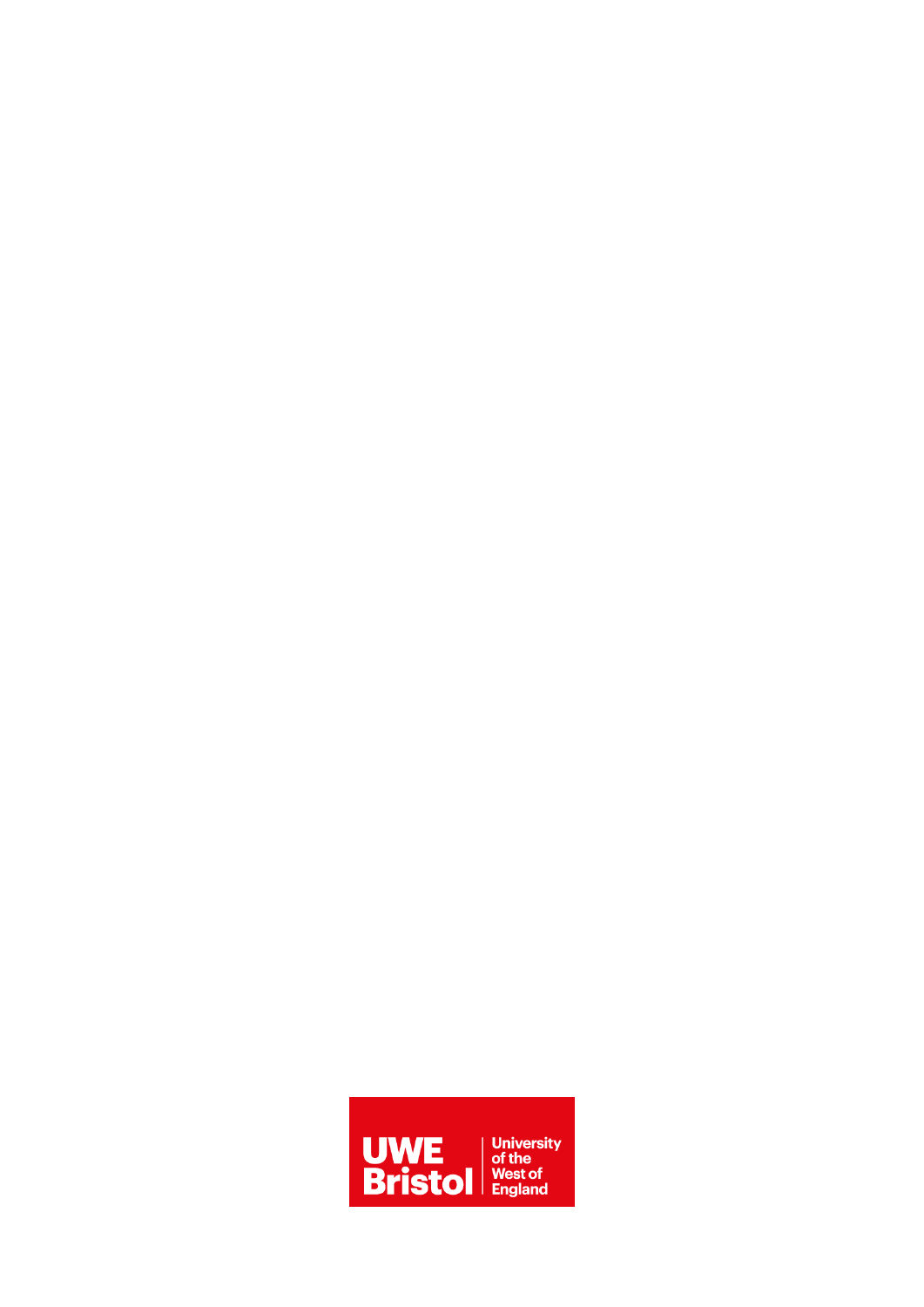UWE Bristol

University of the West of England